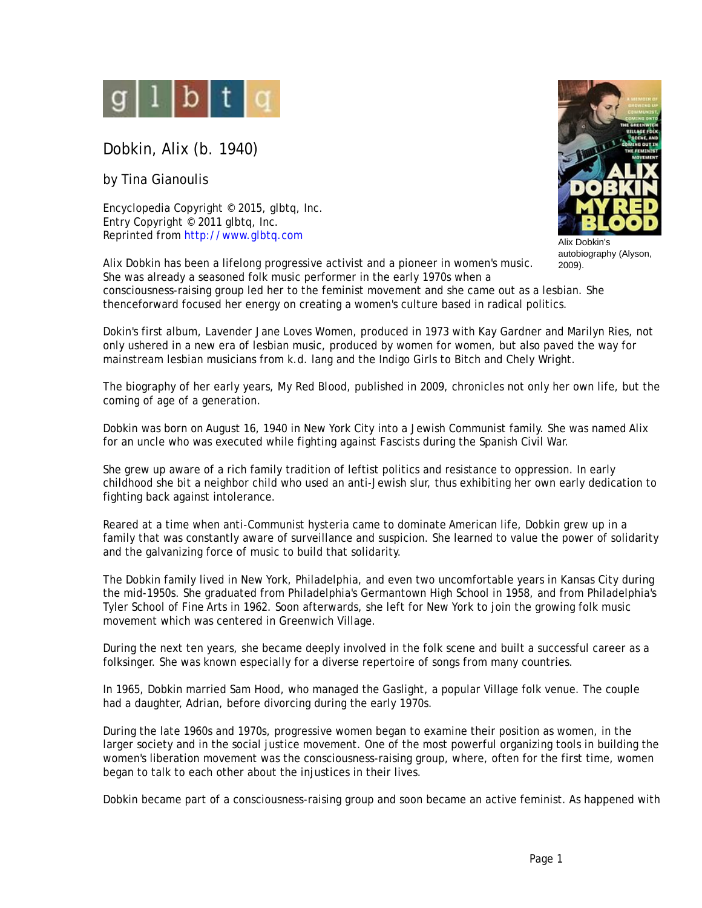glbtq

# Dobkin, Alix (b. 1940)

by Tina Gianoulis

Encyclopedia Copyright © 2015, glbtq, Inc.
Entry Copyright © 2011 glbtq, Inc.
Reprinted from http://www.glbtq.com

Alix Dobkin's autobiography (Alyson, 2009).

Alix Dobkin has been a lifelong progressive activist and a pioneer in women's music. She was already a seasoned folk music performer in the early 1970s when a consciousness-raising group led her to the feminist movement and she came out as a lesbian. She thenceforward focused her energy on creating a women's culture based in radical politics.

Dokin's first album, Lavender Jane Loves Women, produced in 1973 with Kay Gardner and Marilyn Ries, not only ushered in a new era of lesbian music, produced by women for women, but also paved the way for mainstream lesbian musicians from k.d. lang and the Indigo Girls to Bitch and Chely Wright.

The biography of her early years, My Red Blood, published in 2009, chronicles not only her own life, but the coming of age of a generation.

Dobkin was born on August 16, 1940 in New York City into a Jewish Communist family. She was named Alix for an uncle who was executed while fighting against Fascists during the Spanish Civil War.

She grew up aware of a rich family tradition of leftist politics and resistance to oppression. In early childhood she bit a neighbor child who used an anti-Jewish slur, thus exhibiting her own early dedication to fighting back against intolerance.

Reared at a time when anti-Communist hysteria came to dominate American life, Dobkin grew up in a family that was constantly aware of surveillance and suspicion. She learned to value the power of solidarity and the galvanizing force of music to build that solidarity.

The Dobkin family lived in New York, Philadelphia, and even two uncomfortable years in Kansas City during the mid-1950s. She graduated from Philadelphia's Germantown High School in 1958, and from Philadelphia's Tyler School of Fine Arts in 1962. Soon afterwards, she left for New York to join the growing folk music movement which was centered in Greenwich Village.

During the next ten years, she became deeply involved in the folk scene and built a successful career as a folksinger. She was known especially for a diverse repertoire of songs from many countries.

In 1965, Dobkin married Sam Hood, who managed the Gaslight, a popular Village folk venue. The couple had a daughter, Adrian, before divorcing during the early 1970s.

During the late 1960s and 1970s, progressive women began to examine their position as women, in the larger society and in the social justice movement. One of the most powerful organizing tools in building the women's liberation movement was the consciousness-raising group, where, often for the first time, women began to talk to each other about the injustices in their lives.

Dobkin became part of a consciousness-raising group and soon became an active feminist. As happened with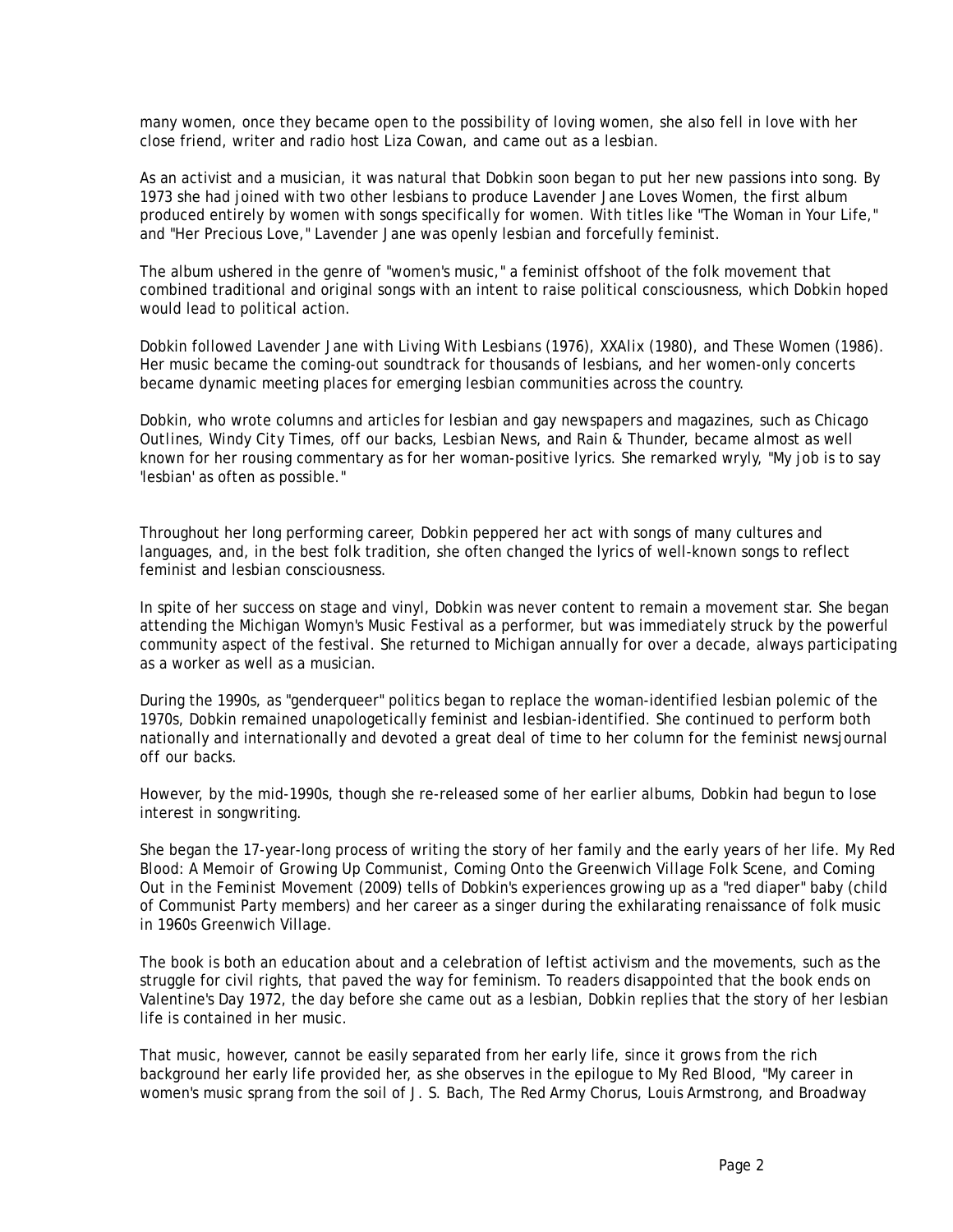many women, once they became open to the possibility of loving women, she also fell in love with her close friend, writer and radio host Liza Cowan, and came out as a lesbian.

As an activist and a musician, it was natural that Dobkin soon began to put her new passions into song. By 1973 she had joined with two other lesbians to produce *Lavender Jane Loves Women*, the first album produced entirely by women with songs specifically for women. With titles like "The Woman in Your Life," and "Her Precious Love," *Lavender Jane* was openly lesbian and forcefully feminist.

The album ushered in the genre of "women's music," a feminist offshoot of the folk movement that combined traditional and original songs with an intent to raise political consciousness, which Dobkin hoped would lead to political action.

Dobkin followed *Lavender Jane* with *Living With Lesbians* (1976), *XXAlix* (1980), and *These Women* (1986). Her music became the coming-out soundtrack for thousands of lesbians, and her women-only concerts became dynamic meeting places for emerging lesbian communities across the country.

Dobkin, who wrote columns and articles for lesbian and gay newspapers and magazines, such as *Chicago Outlines*, *Windy City Times*, *off our backs*, *Lesbian News*, and *Rain & Thunder*, became almost as well known for her rousing commentary as for her woman-positive lyrics. She remarked wryly, "My job is to say 'lesbian' as often as possible."

Throughout her long performing career, Dobkin peppered her act with songs of many cultures and languages, and, in the best folk tradition, she often changed the lyrics of well-known songs to reflect feminist and lesbian consciousness.

In spite of her success on stage and vinyl, Dobkin was never content to remain a movement star. She began attending the Michigan Womyn's Music Festival as a performer, but was immediately struck by the powerful community aspect of the festival. She returned to Michigan annually for over a decade, always participating as a worker as well as a musician.

During the 1990s, as "genderqueer" politics began to replace the woman-identified lesbian polemic of the 1970s, Dobkin remained unapologetically feminist and lesbian-identified. She continued to perform both nationally and internationally and devoted a great deal of time to her column for the feminist newsjournal *off our backs*.

However, by the mid-1990s, though she re-released some of her earlier albums, Dobkin had begun to lose interest in songwriting.

She began the 17-year-long process of writing the story of her family and the early years of her life. *My Red Blood: A Memoir of Growing Up Communist, Coming Onto the Greenwich Village Folk Scene, and Coming Out in the Feminist Movement* (2009) tells of Dobkin's experiences growing up as a "red diaper" baby (child of Communist Party members) and her career as a singer during the exhilarating renaissance of folk music in 1960s Greenwich Village.

The book is both an education about and a celebration of leftist activism and the movements, such as the struggle for civil rights, that paved the way for feminism. To readers disappointed that the book ends on Valentine's Day 1972, the day before she came out as a lesbian, Dobkin replies that the story of her lesbian life is contained in her music.

That music, however, cannot be easily separated from her early life, since it grows from the rich background her early life provided her, as she observes in the epilogue to *My Red Blood*, "My career in women's music sprang from the soil of J. S. Bach, The Red Army Chorus, Louis Armstrong, and Broadway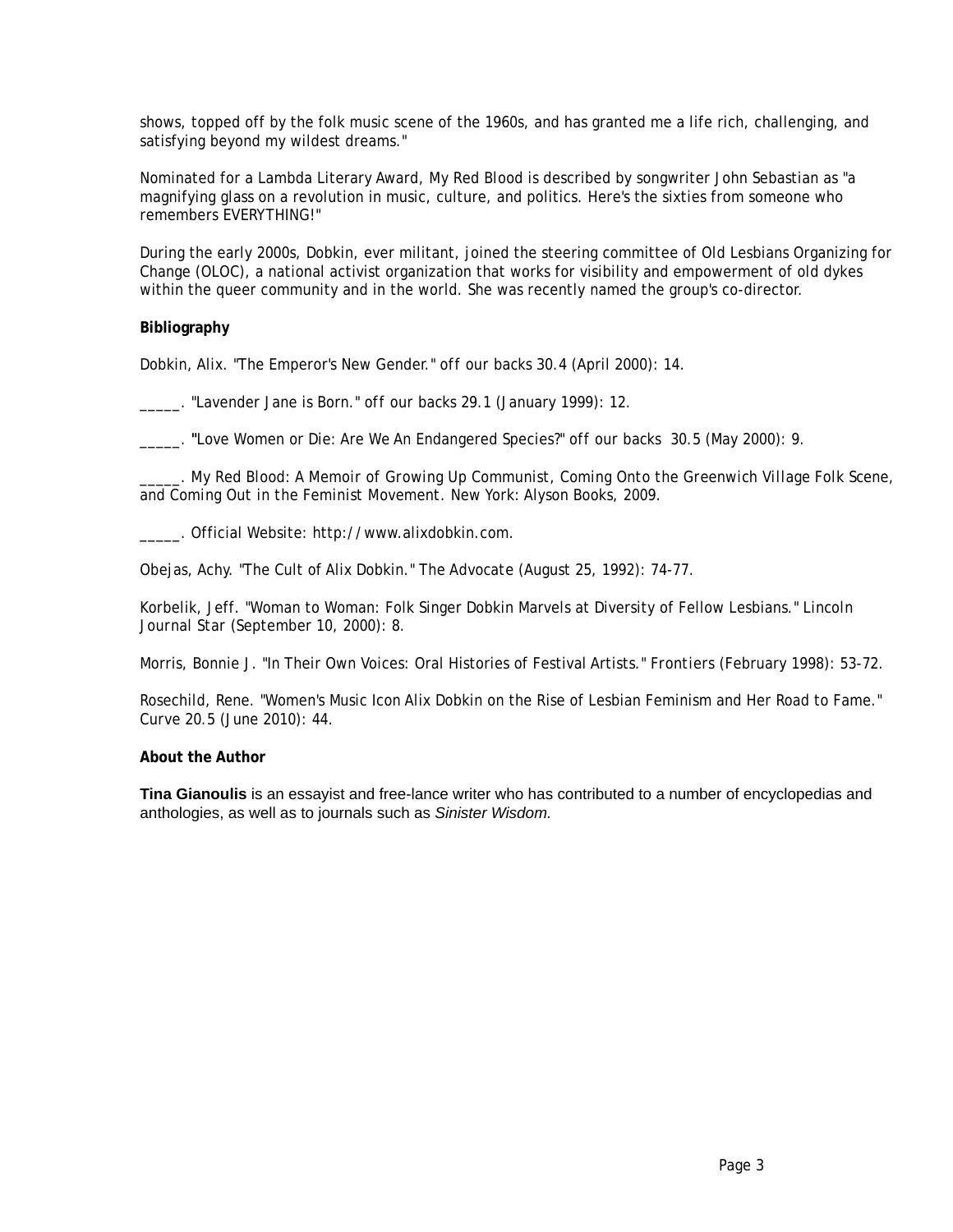shows, topped off by the folk music scene of the 1960s, and has granted me a life rich, challenging, and satisfying beyond my wildest dreams."

Nominated for a Lambda Literary Award, My Red Blood is described by songwriter John Sebastian as "a magnifying glass on a revolution in music, culture, and politics. Here's the sixties from someone who remembers EVERYTHING!"

During the early 2000s, Dobkin, ever militant, joined the steering committee of Old Lesbians Organizing for Change (OLOC), a national activist organization that works for visibility and empowerment of old dykes within the queer community and in the world. She was recently named the group's co-director.

**Bibliography**

Dobkin, Alix. "The Emperor's New Gender." *off our backs* 30.4 (April 2000): 14.

_____. "Lavender Jane is Born." *off our backs* 29.1 (January 1999): 12.

_____. "Love Women or Die: Are We An Endangered Species?" *off our backs* 30.5 (May 2000): 9.

_____. *My Red Blood: A Memoir of Growing Up Communist, Coming Onto the Greenwich Village Folk Scene, and Coming Out in the Feminist Movement.* New York: Alyson Books, 2009.

_____. Official Website: http://www.alixdobkin.com.

Obejas, Achy. "The Cult of Alix Dobkin." *The Advocate* (August 25, 1992): 74-77.

Korbelik, Jeff. "Woman to Woman: Folk Singer Dobkin Marvels at Diversity of Fellow Lesbians." *Lincoln Journal Star* (September 10, 2000): 8.

Morris, Bonnie J. "In Their Own Voices: Oral Histories of Festival Artists." *Frontiers* (February 1998): 53-72.

Rosechild, Rene. "Women's Music Icon Alix Dobkin on the Rise of Lesbian Feminism and Her Road to Fame." *Curve* 20.5 (June 2010): 44.

**About the Author**

**Tina Gianoulis** is an essayist and free-lance writer who has contributed to a number of encyclopedias and anthologies, as well as to journals such as *Sinister Wisdom*.